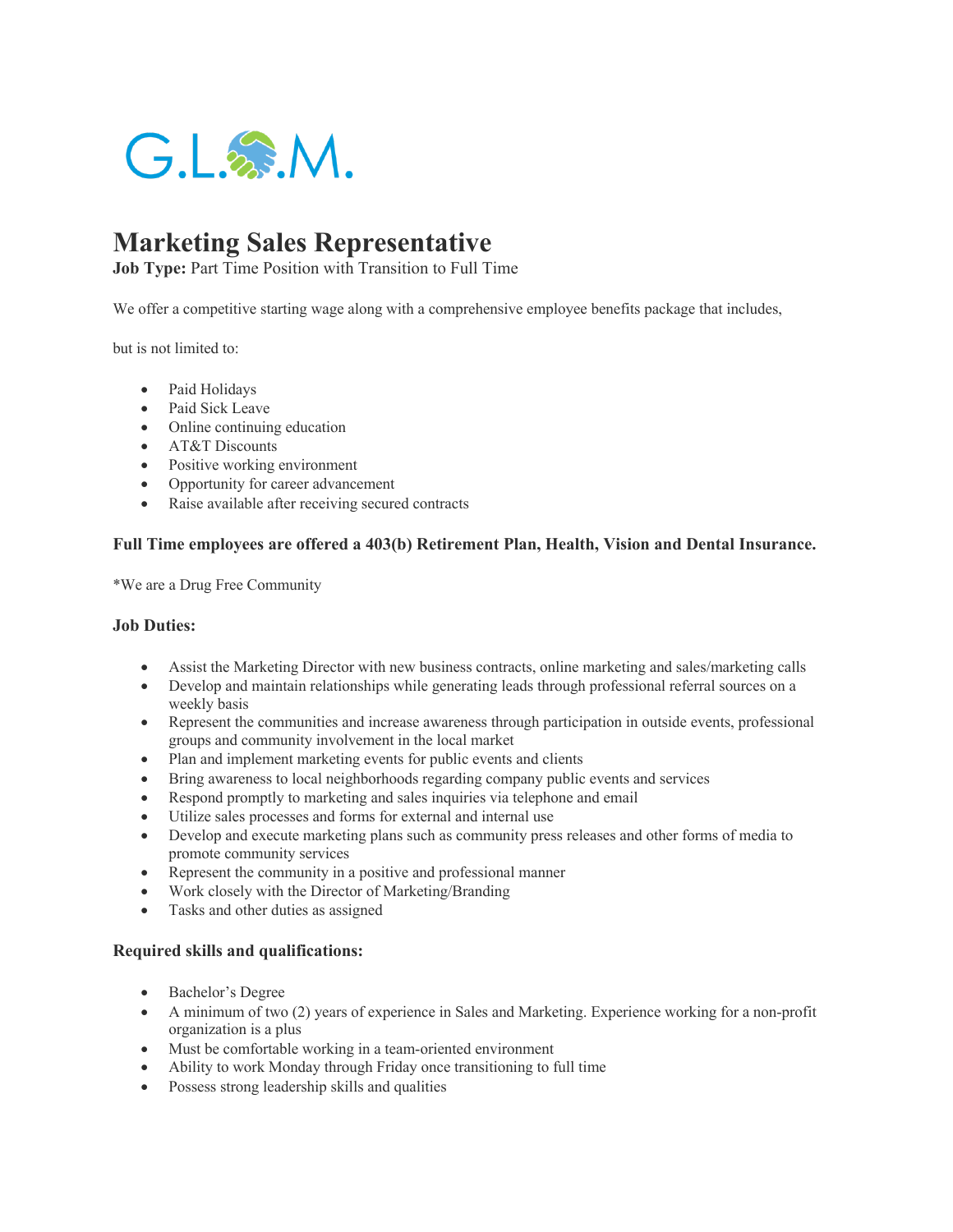G.L.O.M.

# Marketing Sales Representative

**Job Type:** Part Time Position with Transition to Full Time

We offer a competitive starting wage along with a comprehensive employee benefits package that includes,

but is not limited to:

- Paid Holidays
- Paid Sick Leave
- Online continuing education
- AT&T Discounts
- Positive working environment
- Opportunity for career advancement
- Raise available after receiving secured contracts

### Full Time employees are offered a 403(b) Retirement Plan, Health, Vision and Dental Insurance.

*We are a Drug Free Community

### Job Duties:

- Assist the Marketing Director with new business contracts, online marketing and sales/marketing calls
- Develop and maintain relationships while generating leads through professional referral sources on a weekly basis
- Represent the communities and increase awareness through participation in outside events, professional groups and community involvement in the local market
- Plan and implement marketing events for public events and clients
- Bring awareness to local neighborhoods regarding company public events and services
- Respond promptly to marketing and sales inquiries via telephone and email
- Utilize sales processes and forms for external and internal use
- Develop and execute marketing plans such as community press releases and other forms of media to promote community services
- Represent the community in a positive and professional manner
- Work closely with the Director of Marketing/Branding
- Tasks and other duties as assigned

### Required skills and qualifications:

- Bachelor's Degree
- A minimum of two (2) years of experience in Sales and Marketing. Experience working for a non-profit organization is a plus
- Must be comfortable working in a team-oriented environment
- Ability to work Monday through Friday once transitioning to full time
- Possess strong leadership skills and qualities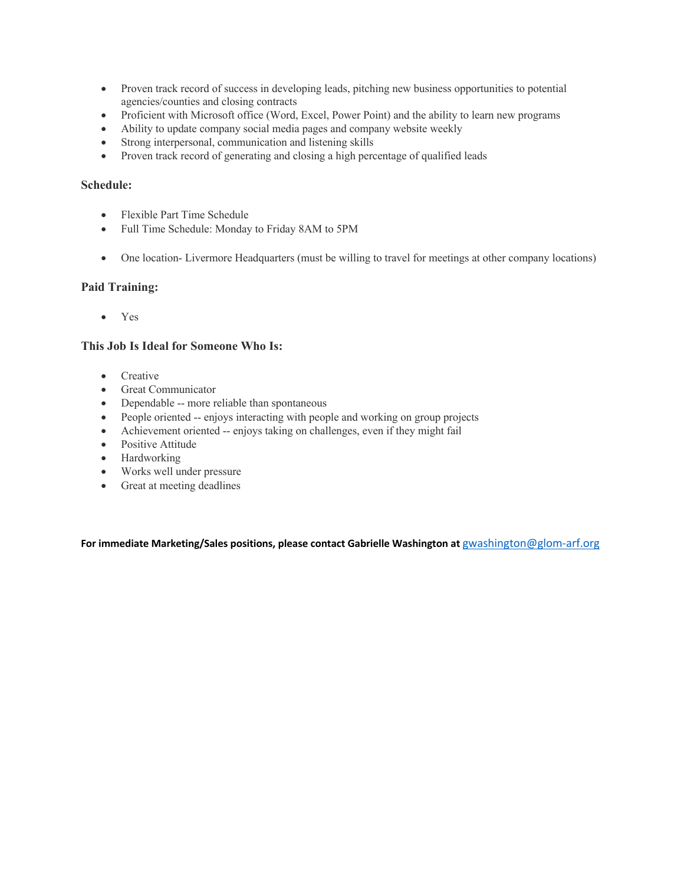- Proven track record of success in developing leads, pitching new business opportunities to potential agencies/counties and closing contracts
- Proficient with Microsoft office (Word, Excel, Power Point) and the ability to learn new programs
- Ability to update company social media pages and company website weekly
- Strong interpersonal, communication and listening skills
- Proven track record of generating and closing a high percentage of qualified leads

### Schedule:

- Flexible Part Time Schedule
- Full Time Schedule: Monday to Friday 8AM to 5PM

- One location- Livermore Headquarters (must be willing to travel for meetings at other company locations)

### Paid Training:

- Yes

### This Job Is Ideal for Someone Who Is:

- Creative
- Great Communicator
- Dependable -- more reliable than spontaneous
- People oriented -- enjoys interacting with people and working on group projects
- Achievement oriented -- enjoys taking on challenges, even if they might fail
- Positive Attitude
- Hardworking
- Works well under pressure
- Great at meeting deadlines

**For immediate Marketing/Sales positions, please contact Gabrielle Washington at** gwashington@glom-arf.org